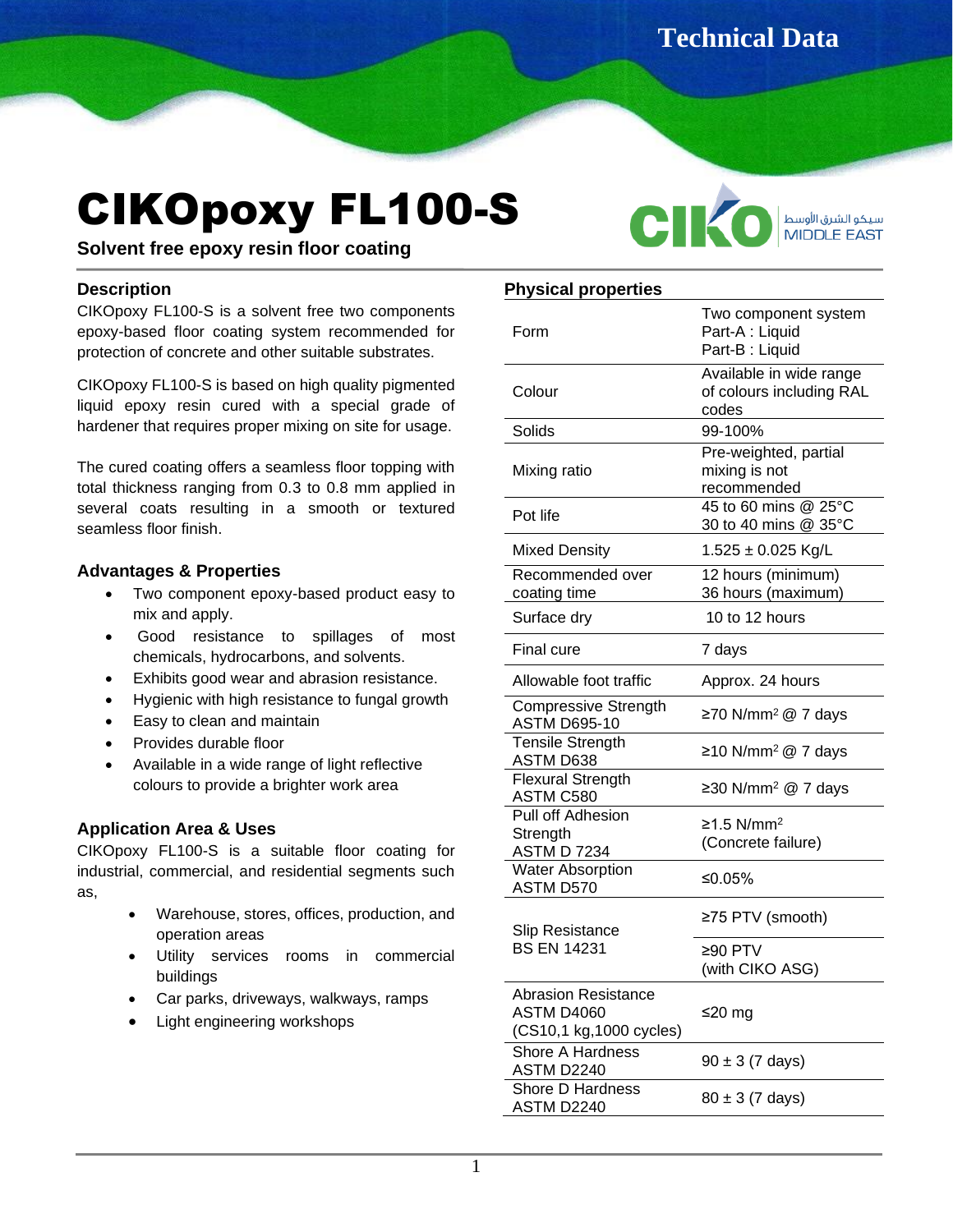# CIKOpoxy FL100-S

**Solvent free epoxy resin floor coating**

## Description

CIKOpoxy FL100-S is a solvent free two components epoxy-based floor coating system recommended for protection of concrete and other suitable substrates.

CIKOpoxy FL100-S is based on high quality pigmented liquid epoxy resin cured with a special grade of hardener that requires proper mixing on site for usage.

The cured coating offers a seamless floor topping with total thickness ranging from 0.3 to 0.8 mm applied in several coats resulting in a smooth or textured seamless floor finish.

## Advantages & Properties

- Two component epoxy-based product easy to mix and apply.
- Good resistance to spillages of most chemicals, hydrocarbons, and solvents.
- Exhibits good wear and abrasion resistance.
- Hygienic with high resistance to fungal growth
- Easy to clean and maintain
- Provides durable floor
- Available in a wide range of light reflective colours to provide a brighter work area

## Application Area & Uses

CIKOpoxy FL100-S is a suitable floor coating for industrial, commercial, and residential segments such as,

- Warehouse, stores, offices, production, and operation areas
- Utility services rooms in commercial buildings
- Car parks, driveways, walkways, ramps
- Light engineering workshops

## Physical properties

| Property | Value |
|---|---|
| Form | Two component system<br>Part-A : Liquid<br>Part-B : Liquid |
| Colour | Available in wide range of colours including RAL codes |
| Solids | 99-100% |
| Mixing ratio | Pre-weighted, partial mixing is not recommended |
| Pot life | 45 to 60 mins @ 25°C<br>30 to 40 mins @ 35°C |
| Mixed Density | 1.525 ± 0.025 Kg/L |
| Recommended over coating time | 12 hours (minimum)<br>36 hours (maximum) |
| Surface dry | 10 to 12 hours |
| Final cure | 7 days |
| Allowable foot traffic | Approx. 24 hours |
| Compressive Strength ASTM D695-10 | ≥70 N/mm$^2$ @ 7 days |
| Tensile Strength ASTM D638 | ≥10 N/mm$^2$ @ 7 days |
| Flexural Strength ASTM C580 | ≥30 N/mm$^2$ @ 7 days |
| Pull off Adhesion Strength ASTM D 7234 | ≥1.5 N/mm$^2$ (Concrete failure) |
| Water Absorption ASTM D570 | ≤0.05% |
| Slip Resistance BS EN 14231 | ≥75 PTV (smooth) |
| | ≥90 PTV (with CIKO ASG) |
| Abrasion Resistance ASTM D4060 (CS10,1 kg,1000 cycles) | ≤20 mg |
| Shore A Hardness ASTM D2240 | 90 ± 3 (7 days) |
| Shore D Hardness ASTM D2240 | 80 ± 3 (7 days) |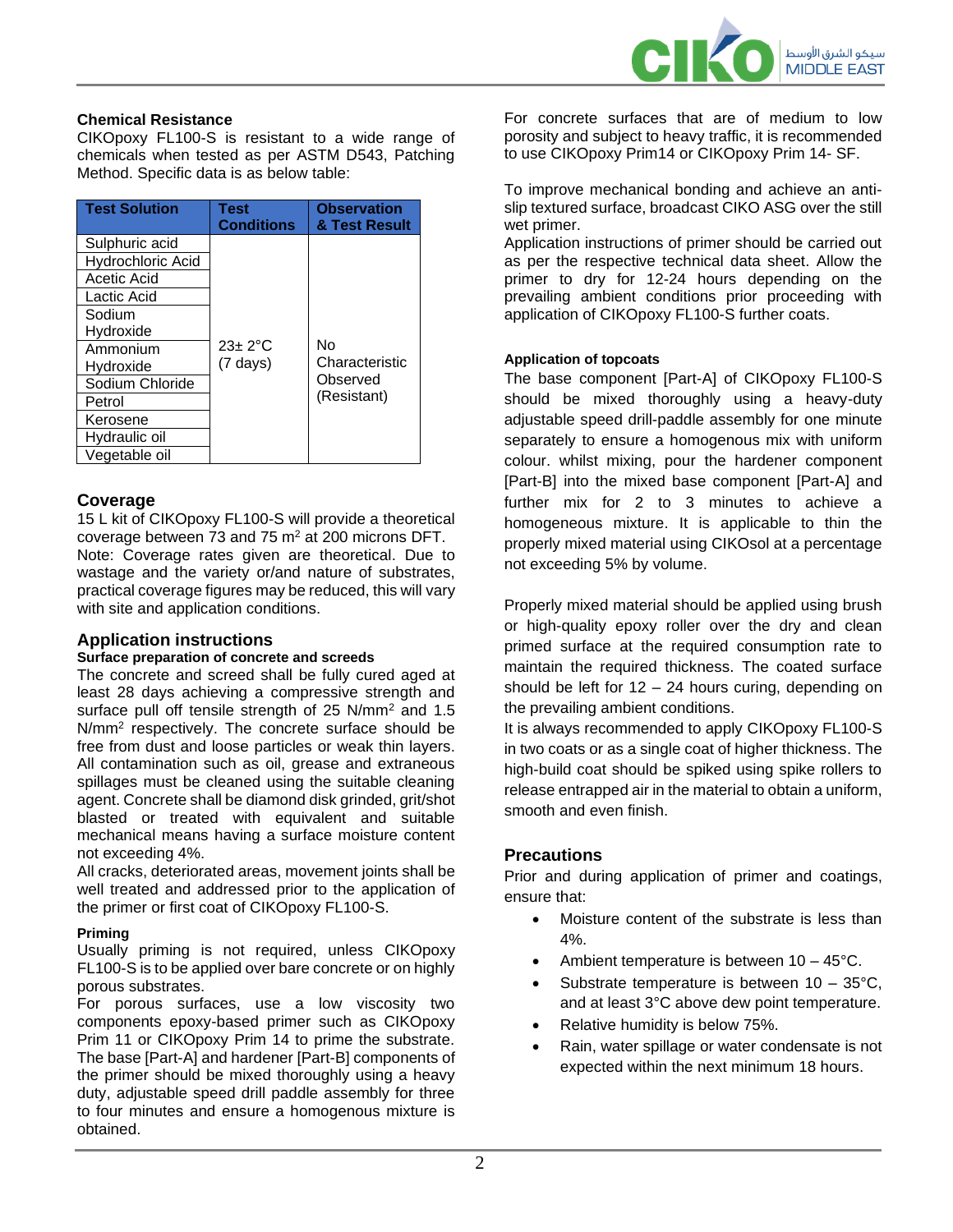### Chemical Resistance

CIKOpoxy FL100-S is resistant to a wide range of chemicals when tested as per ASTM D543, Patching Method. Specific data is as below table:

| Test Solution | Test Conditions | Observation & Test Result |
|---|---|---|
| Sulphuric acid | 23± 2°C (7 days) | No Characteristic Observed (Resistant) |
| Hydrochloric Acid | | |
| Acetic Acid | | |
| Lactic Acid | | |
| Sodium Hydroxide | | |
| Ammonium Hydroxide | | |
| Sodium Chloride | | |
| Petrol | | |
| Kerosene | | |
| Hydraulic oil | | |
| Vegetable oil | | |

## Coverage

15 L kit of CIKOpoxy FL100-S will provide a theoretical coverage between 73 and 75 m$^2$ at 200 microns DFT.

Note: Coverage rates given are theoretical. Due to wastage and the variety or/and nature of substrates, practical coverage figures may be reduced, this will vary with site and application conditions.

## Application instructions

#### Surface preparation of concrete and screeds

The concrete and screed shall be fully cured aged at least 28 days achieving a compressive strength and surface pull off tensile strength of 25 N/mm$^2$ and 1.5 N/mm$^2$ respectively. The concrete surface should be free from dust and loose particles or weak thin layers. All contamination such as oil, grease and extraneous spillages must be cleaned using the suitable cleaning agent. Concrete shall be diamond disk grinded, grit/shot blasted or treated with equivalent and suitable mechanical means having a surface moisture content not exceeding 4%.

All cracks, deteriorated areas, movement joints shall be well treated and addressed prior to the application of the primer or first coat of CIKOpoxy FL100-S.

#### Priming

Usually priming is not required, unless CIKOpoxy FL100-S is to be applied over bare concrete or on highly porous substrates.

For porous surfaces, use a low viscosity two components epoxy-based primer such as CIKOpoxy Prim 11 or CIKOpoxy Prim 14 to prime the substrate. The base [Part-A] and hardener [Part-B] components of the primer should be mixed thoroughly using a heavy duty, adjustable speed drill paddle assembly for three to four minutes and ensure a homogenous mixture is obtained.

For concrete surfaces that are of medium to low porosity and subject to heavy traffic, it is recommended to use CIKOpoxy Prim14 or CIKOpoxy Prim 14- SF.

To improve mechanical bonding and achieve an anti-slip textured surface, broadcast CIKO ASG over the still wet primer.

Application instructions of primer should be carried out as per the respective technical data sheet. Allow the primer to dry for 12-24 hours depending on the prevailing ambient conditions prior proceeding with application of CIKOpoxy FL100-S further coats.

#### Application of topcoats

The base component [Part-A] of CIKOpoxy FL100-S should be mixed thoroughly using a heavy-duty adjustable speed drill-paddle assembly for one minute separately to ensure a homogenous mix with uniform colour. whilst mixing, pour the hardener component [Part-B] into the mixed base component [Part-A] and further mix for 2 to 3 minutes to achieve a homogeneous mixture. It is applicable to thin the properly mixed material using CIKOsol at a percentage not exceeding 5% by volume.

Properly mixed material should be applied using brush or high-quality epoxy roller over the dry and clean primed surface at the required consumption rate to maintain the required thickness. The coated surface should be left for 12 – 24 hours curing, depending on the prevailing ambient conditions.

It is always recommended to apply CIKOpoxy FL100-S in two coats or as a single coat of higher thickness. The high-build coat should be spiked using spike rollers to release entrapped air in the material to obtain a uniform, smooth and even finish.

## Precautions

Prior and during application of primer and coatings, ensure that:

- Moisture content of the substrate is less than 4%.
- Ambient temperature is between 10 – 45°C.
- Substrate temperature is between 10 – 35°C, and at least 3°C above dew point temperature.
- Relative humidity is below 75%.
- Rain, water spillage or water condensate is not expected within the next minimum 18 hours.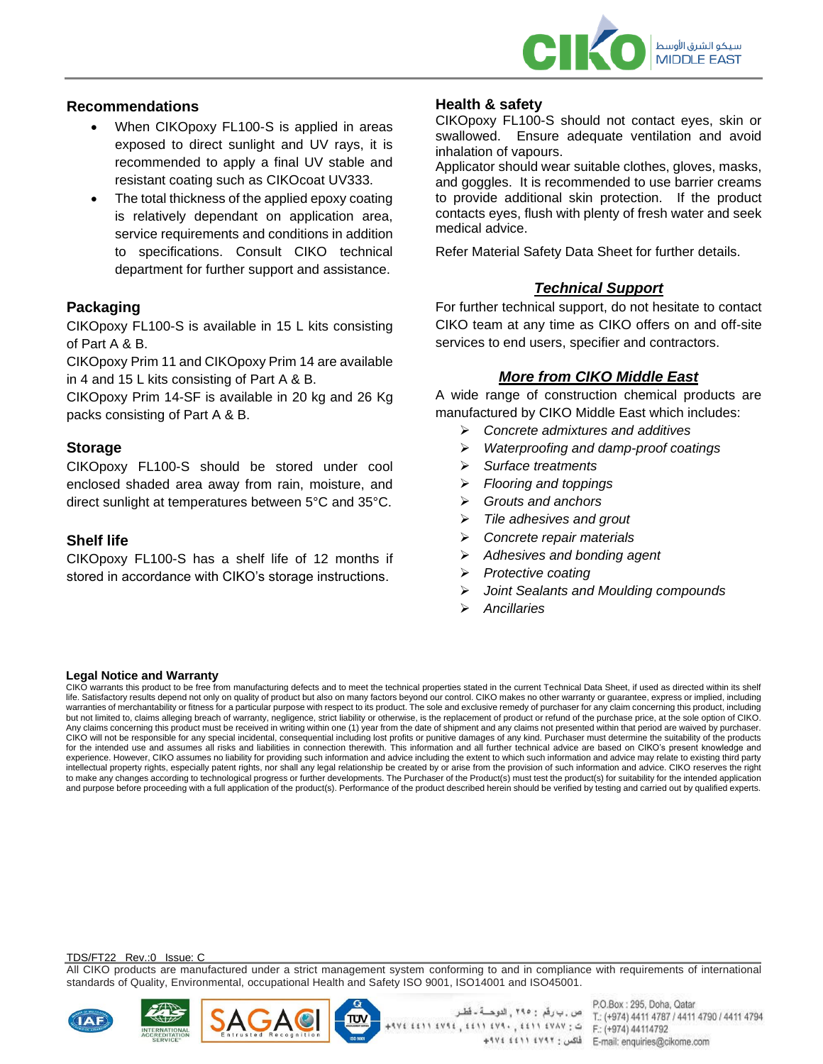## Recommendations

- When CIKOpoxy FL100-S is applied in areas exposed to direct sunlight and UV rays, it is recommended to apply a final UV stable and resistant coating such as CIKOcoat UV333.
- The total thickness of the applied epoxy coating is relatively dependant on application area, service requirements and conditions in addition to specifications. Consult CIKO technical department for further support and assistance.

## Packaging

CIKOpoxy FL100-S is available in 15 L kits consisting of Part A & B.

CIKOpoxy Prim 11 and CIKOpoxy Prim 14 are available in 4 and 15 L kits consisting of Part A & B.

CIKOpoxy Prim 14-SF is available in 20 kg and 26 Kg packs consisting of Part A & B.

## Storage

CIKOpoxy FL100-S should be stored under cool enclosed shaded area away from rain, moisture, and direct sunlight at temperatures between 5°C and 35°C.

## Shelf life

CIKOpoxy FL100-S has a shelf life of 12 months if stored in accordance with CIKO's storage instructions.

## Health & safety

CIKOpoxy FL100-S should not contact eyes, skin or swallowed. Ensure adequate ventilation and avoid inhalation of vapours.

Applicator should wear suitable clothes, gloves, masks, and goggles. It is recommended to use barrier creams to provide additional skin protection. If the product contacts eyes, flush with plenty of fresh water and seek medical advice.

Refer Material Safety Data Sheet for further details.

## ***Technical Support***

For further technical support, do not hesitate to contact CIKO team at any time as CIKO offers on and off-site services to end users, specifier and contractors.

## ***More from CIKO Middle East***

A wide range of construction chemical products are manufactured by CIKO Middle East which includes:

- *Concrete admixtures and additives*
- *Waterproofing and damp-proof coatings*
- *Surface treatments*
- *Flooring and toppings*
- *Grouts and anchors*
- *Tile adhesives and grout*
- *Concrete repair materials*
- *Adhesives and bonding agent*
- *Protective coating*
- *Joint Sealants and Moulding compounds*
- *Ancillaries*

### Legal Notice and Warranty

CIKO warrants this product to be free from manufacturing defects and to meet the technical properties stated in the current Technical Data Sheet, if used as directed within its shelf life. Satisfactory results depend not only on quality of product but also on many factors beyond our control. CIKO makes no other warranty or guarantee, express or implied, including warranties of merchantability or fitness for a particular purpose with respect to its product. The sole and exclusive remedy of purchaser for any claim concerning this product, including but not limited to, claims alleging breach of warranty, negligence, strict liability or otherwise, is the replacement of product or refund of the purchase price, at the sole option of CIKO. Any claims concerning this product must be received in writing within one (1) year from the date of shipment and any claims not presented within that period are waived by purchaser. CIKO will not be responsible for any special incidental, consequential including lost profits or punitive damages of any kind. Purchaser must determine the suitability of the products for the intended use and assumes all risks and liabilities in connection therewith. This information and all further technical advice are based on CIKO's present knowledge and experience. However, CIKO assumes no liability for providing such information and advice including the extent to which such information and advice may relate to existing third party intellectual property rights, especially patent rights, nor shall any legal relationship be created by or arise from the provision of such information and advice. CIKO reserves the right to make any changes according to technological progress or further developments. The Purchaser of the Product(s) must test the product(s) for suitability for the intended application and purpose before proceeding with a full application of the product(s). Performance of the product described herein should be verified by testing and carried out by qualified experts.

TDS/FT22 Rev.:0 Issue: C

All CIKO products are manufactured under a strict management system conforming to and in compliance with requirements of international standards of Quality, Environmental, occupational Health and Safety ISO 9001, ISO14001 and ISO45001.

P.O.Box : 295, Doha, Qatar
T.: (+974) 4411 4787 / 4411 4790 / 4411 4794
F.: (+974) 44114792
E-mail: enquiries@cikome.com